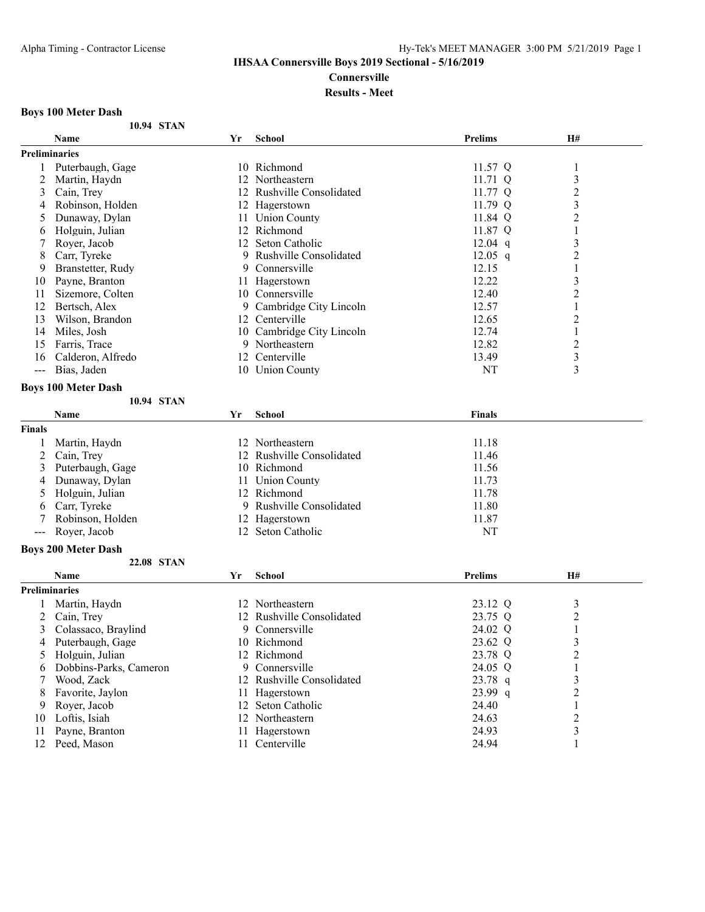# IHSAA Connersville Boys 2019 Sectional - 5/16/2019

## Connersville

## Results - Meet

### Boys 100 Meter Dash

10.94 STAN

| | Name | Yr | School | Prelims | H# |
|---|---|---|---|---|---|
| **Preliminaries** | | | | | |
| 1 | Puterbaugh, Gage | 10 | Richmond | 11.57 Q | 1 |
| 2 | Martin, Haydn | 12 | Northeastern | 11.71 Q | 3 |
| 3 | Cain, Trey | 12 | Rushville Consolidated | 11.77 Q | 2 |
| 4 | Robinson, Holden | 12 | Hagerstown | 11.79 Q | 3 |
| 5 | Dunaway, Dylan | 11 | Union County | 11.84 Q | 2 |
| 6 | Holguin, Julian | 12 | Richmond | 11.87 Q | 1 |
| 7 | Royer, Jacob | 12 | Seton Catholic | 12.04 q | 3 |
| 8 | Carr, Tyreke | 9 | Rushville Consolidated | 12.05 q | 2 |
| 9 | Branstetter, Rudy | 9 | Connersville | 12.15 | 1 |
| 10 | Payne, Branton | 11 | Hagerstown | 12.22 | 3 |
| 11 | Sizemore, Colten | 10 | Connersville | 12.40 | 2 |
| 12 | Bertsch, Alex | 9 | Cambridge City Lincoln | 12.57 | 1 |
| 13 | Wilson, Brandon | 12 | Centerville | 12.65 | 2 |
| 14 | Miles, Josh | 10 | Cambridge City Lincoln | 12.74 | 1 |
| 15 | Farris, Trace | 9 | Northeastern | 12.82 | 2 |
| 16 | Calderon, Alfredo | 12 | Centerville | 13.49 | 3 |
| --- | Bias, Jaden | 10 | Union County | NT | 3 |

### Boys 100 Meter Dash

10.94 STAN

| | Name | Yr | School | Finals |
|---|---|---|---|---|
| **Finals** | | | | |
| 1 | Martin, Haydn | 12 | Northeastern | 11.18 |
| 2 | Cain, Trey | 12 | Rushville Consolidated | 11.46 |
| 3 | Puterbaugh, Gage | 10 | Richmond | 11.56 |
| 4 | Dunaway, Dylan | 11 | Union County | 11.73 |
| 5 | Holguin, Julian | 12 | Richmond | 11.78 |
| 6 | Carr, Tyreke | 9 | Rushville Consolidated | 11.80 |
| 7 | Robinson, Holden | 12 | Hagerstown | 11.87 |
| --- | Royer, Jacob | 12 | Seton Catholic | NT |

### Boys 200 Meter Dash

22.08 STAN

| | Name | Yr | School | Prelims | H# |
|---|---|---|---|---|---|
| **Preliminaries** | | | | | |
| 1 | Martin, Haydn | 12 | Northeastern | 23.12 Q | 3 |
| 2 | Cain, Trey | 12 | Rushville Consolidated | 23.75 Q | 2 |
| 3 | Colassaco, Braylind | 9 | Connersville | 24.02 Q | 1 |
| 4 | Puterbaugh, Gage | 10 | Richmond | 23.62 Q | 3 |
| 5 | Holguin, Julian | 12 | Richmond | 23.78 Q | 2 |
| 6 | Dobbins-Parks, Cameron | 9 | Connersville | 24.05 Q | 1 |
| 7 | Wood, Zack | 12 | Rushville Consolidated | 23.78 q | 3 |
| 8 | Favorite, Jaylon | 11 | Hagerstown | 23.99 q | 2 |
| 9 | Royer, Jacob | 12 | Seton Catholic | 24.40 | 1 |
| 10 | Loftis, Isiah | 12 | Northeastern | 24.63 | 2 |
| 11 | Payne, Branton | 11 | Hagerstown | 24.93 | 3 |
| 12 | Peed, Mason | 11 | Centerville | 24.94 | 1 |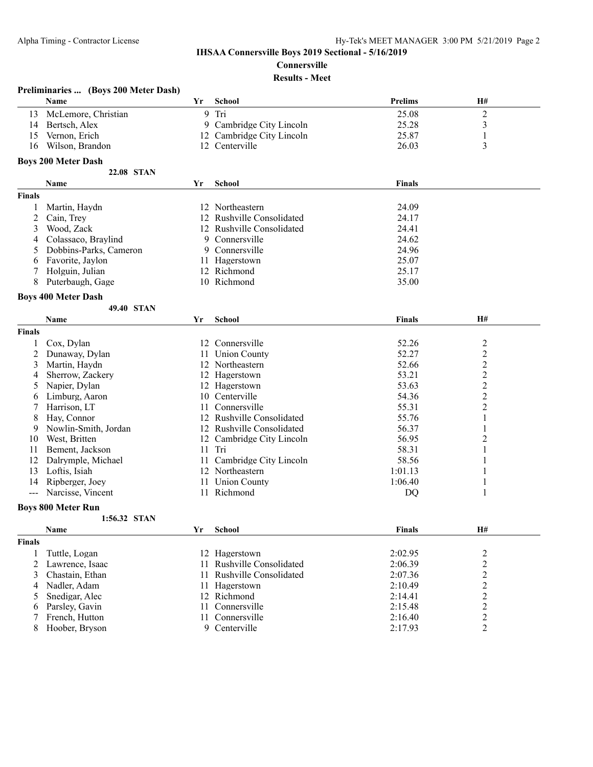## IHSAA Connersville Boys 2019 Sectional - 5/16/2019

**Connersville**

**Results - Meet**

### Preliminaries ... (Boys 200 Meter Dash)

| | Name | Yr | School | Prelims | H# |
|---|---|---|---|---|---|
| 13 | McLemore, Christian | 9 | Tri | 25.08 | 2 |
| 14 | Bertsch, Alex | 9 | Cambridge City Lincoln | 25.28 | 3 |
| 15 | Vernon, Erich | 12 | Cambridge City Lincoln | 25.87 | 1 |
| 16 | Wilson, Brandon | 12 | Centerville | 26.03 | 3 |

### Boys 200 Meter Dash

22.08 STAN

| | Name | Yr | School | Finals |
|---|---|---|---|---|
| **Finals** | | | | |
| 1 | Martin, Haydn | 12 | Northeastern | 24.09 |
| 2 | Cain, Trey | 12 | Rushville Consolidated | 24.17 |
| 3 | Wood, Zack | 12 | Rushville Consolidated | 24.41 |
| 4 | Colassaco, Braylind | 9 | Connersville | 24.62 |
| 5 | Dobbins-Parks, Cameron | 9 | Connersville | 24.96 |
| 6 | Favorite, Jaylon | 11 | Hagerstown | 25.07 |
| 7 | Holguin, Julian | 12 | Richmond | 25.17 |
| 8 | Puterbaugh, Gage | 10 | Richmond | 35.00 |

### Boys 400 Meter Dash

49.40 STAN

| | Name | Yr | School | Finals | H# |
|---|---|---|---|---|---|
| **Finals** | | | | | |
| 1 | Cox, Dylan | 12 | Connersville | 52.26 | 2 |
| 2 | Dunaway, Dylan | 11 | Union County | 52.27 | 2 |
| 3 | Martin, Haydn | 12 | Northeastern | 52.66 | 2 |
| 4 | Sherrow, Zackery | 12 | Hagerstown | 53.21 | 2 |
| 5 | Napier, Dylan | 12 | Hagerstown | 53.63 | 2 |
| 6 | Limburg, Aaron | 10 | Centerville | 54.36 | 2 |
| 7 | Harrison, LT | 11 | Connersville | 55.31 | 2 |
| 8 | Hay, Connor | 12 | Rushville Consolidated | 55.76 | 1 |
| 9 | Nowlin-Smith, Jordan | 12 | Rushville Consolidated | 56.37 | 1 |
| 10 | West, Britten | 12 | Cambridge City Lincoln | 56.95 | 2 |
| 11 | Bement, Jackson | 11 | Tri | 58.31 | 1 |
| 12 | Dalrymple, Michael | 11 | Cambridge City Lincoln | 58.56 | 1 |
| 13 | Loftis, Isiah | 12 | Northeastern | 1:01.13 | 1 |
| 14 | Ripberger, Joey | 11 | Union County | 1:06.40 | 1 |
| --- | Narcisse, Vincent | 11 | Richmond | DQ | 1 |

### Boys 800 Meter Run

1:56.32 STAN

| | Name | Yr | School | Finals | H# |
|---|---|---|---|---|---|
| **Finals** | | | | | |
| 1 | Tuttle, Logan | 12 | Hagerstown | 2:02.95 | 2 |
| 2 | Lawrence, Isaac | 11 | Rushville Consolidated | 2:06.39 | 2 |
| 3 | Chastain, Ethan | 11 | Rushville Consolidated | 2:07.36 | 2 |
| 4 | Nadler, Adam | 11 | Hagerstown | 2:10.49 | 2 |
| 5 | Snedigar, Alec | 12 | Richmond | 2:14.41 | 2 |
| 6 | Parsley, Gavin | 11 | Connersville | 2:15.48 | 2 |
| 7 | French, Hutton | 11 | Connersville | 2:16.40 | 2 |
| 8 | Hoober, Bryson | 9 | Centerville | 2:17.93 | 2 |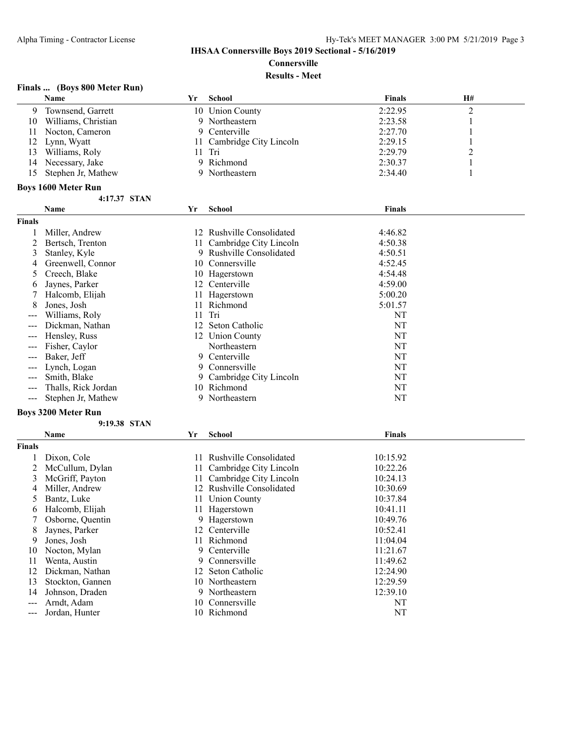### Finals ... (Boys 800 Meter Run)

| | Name | Yr | School | Finals | H# |
|---|---|---|---|---|---|
| 9 | Townsend, Garrett | 10 | Union County | 2:22.95 | 2 |
| 10 | Williams, Christian | 9 | Northeastern | 2:23.58 | 1 |
| 11 | Nocton, Cameron | 9 | Centerville | 2:27.70 | 1 |
| 12 | Lynn, Wyatt | 11 | Cambridge City Lincoln | 2:29.15 | 1 |
| 13 | Williams, Roly | 11 | Tri | 2:29.79 | 2 |
| 14 | Necessary, Jake | 9 | Richmond | 2:30.37 | 1 |
| 15 | Stephen Jr, Mathew | 9 | Northeastern | 2:34.40 | 1 |

### Boys 1600 Meter Run

4:17.37 STAN

| | Name | Yr | School | Finals |
|---|---|---|---|---|
| **Finals** | | | | |
| 1 | Miller, Andrew | 12 | Rushville Consolidated | 4:46.82 |
| 2 | Bertsch, Trenton | 11 | Cambridge City Lincoln | 4:50.38 |
| 3 | Stanley, Kyle | 9 | Rushville Consolidated | 4:50.51 |
| 4 | Greenwell, Connor | 10 | Connersville | 4:52.45 |
| 5 | Creech, Blake | 10 | Hagerstown | 4:54.48 |
| 6 | Jaynes, Parker | 12 | Centerville | 4:59.00 |
| 7 | Halcomb, Elijah | 11 | Hagerstown | 5:00.20 |
| 8 | Jones, Josh | 11 | Richmond | 5:01.57 |
| --- | Williams, Roly | 11 | Tri | NT |
| --- | Dickman, Nathan | 12 | Seton Catholic | NT |
| --- | Hensley, Russ | 12 | Union County | NT |
| --- | Fisher, Caylor | | Northeastern | NT |
| --- | Baker, Jeff | 9 | Centerville | NT |
| --- | Lynch, Logan | 9 | Connersville | NT |
| --- | Smith, Blake | 9 | Cambridge City Lincoln | NT |
| --- | Thalls, Rick Jordan | 10 | Richmond | NT |
| --- | Stephen Jr, Mathew | 9 | Northeastern | NT |

### Boys 3200 Meter Run

9:19.38 STAN

| | Name | Yr | School | Finals |
|---|---|---|---|---|
| **Finals** | | | | |
| 1 | Dixon, Cole | 11 | Rushville Consolidated | 10:15.92 |
| 2 | McCullum, Dylan | 11 | Cambridge City Lincoln | 10:22.26 |
| 3 | McGriff, Payton | 11 | Cambridge City Lincoln | 10:24.13 |
| 4 | Miller, Andrew | 12 | Rushville Consolidated | 10:30.69 |
| 5 | Bantz, Luke | 11 | Union County | 10:37.84 |
| 6 | Halcomb, Elijah | 11 | Hagerstown | 10:41.11 |
| 7 | Osborne, Quentin | 9 | Hagerstown | 10:49.76 |
| 8 | Jaynes, Parker | 12 | Centerville | 10:52.41 |
| 9 | Jones, Josh | 11 | Richmond | 11:04.04 |
| 10 | Nocton, Mylan | 9 | Centerville | 11:21.67 |
| 11 | Wenta, Austin | 9 | Connersville | 11:49.62 |
| 12 | Dickman, Nathan | 12 | Seton Catholic | 12:24.90 |
| 13 | Stockton, Gannen | 10 | Northeastern | 12:29.59 |
| 14 | Johnson, Draden | 9 | Northeastern | 12:39.10 |
| --- | Arndt, Adam | 10 | Connersville | NT |
| --- | Jordan, Hunter | 10 | Richmond | NT |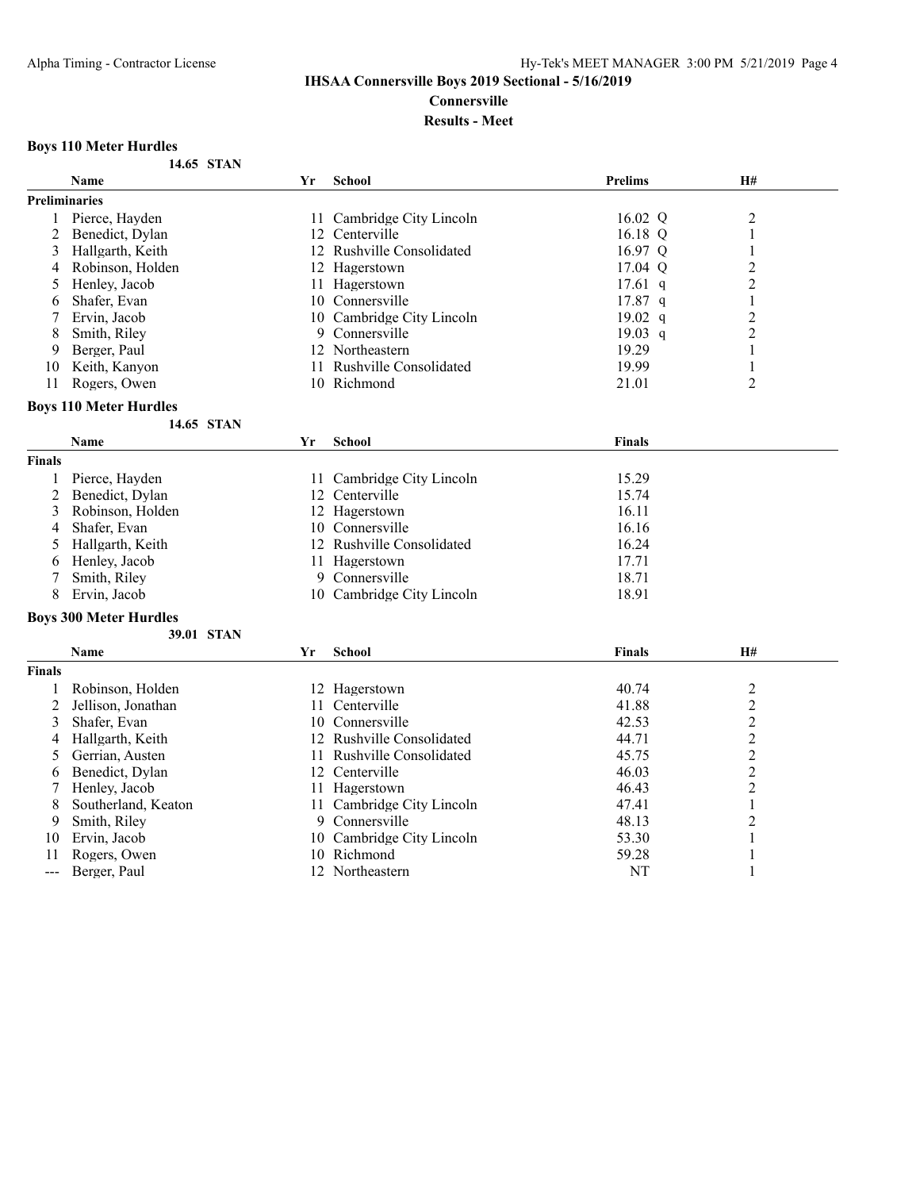## IHSAA Connersville Boys 2019 Sectional - 5/16/2019

### Connersville

### Results - Meet

#### Boys 110 Meter Hurdles

14.65 STAN

| | Name | Yr | School | Prelims | H# |
|---|---|---|---|---|---|
| **Preliminaries** | | | | | |
| 1 | Pierce, Hayden | 11 | Cambridge City Lincoln | 16.02 Q | 2 |
| 2 | Benedict, Dylan | 12 | Centerville | 16.18 Q | 1 |
| 3 | Hallgarth, Keith | 12 | Rushville Consolidated | 16.97 Q | 1 |
| 4 | Robinson, Holden | 12 | Hagerstown | 17.04 Q | 2 |
| 5 | Henley, Jacob | 11 | Hagerstown | 17.61 q | 2 |
| 6 | Shafer, Evan | 10 | Connersville | 17.87 q | 1 |
| 7 | Ervin, Jacob | 10 | Cambridge City Lincoln | 19.02 q | 2 |
| 8 | Smith, Riley | 9 | Connersville | 19.03 q | 2 |
| 9 | Berger, Paul | 12 | Northeastern | 19.29 | 1 |
| 10 | Keith, Kanyon | 11 | Rushville Consolidated | 19.99 | 1 |
| 11 | Rogers, Owen | 10 | Richmond | 21.01 | 2 |

#### Boys 110 Meter Hurdles

14.65 STAN

| | Name | Yr | School | Finals |
|---|---|---|---|---|
| **Finals** | | | | |
| 1 | Pierce, Hayden | 11 | Cambridge City Lincoln | 15.29 |
| 2 | Benedict, Dylan | 12 | Centerville | 15.74 |
| 3 | Robinson, Holden | 12 | Hagerstown | 16.11 |
| 4 | Shafer, Evan | 10 | Connersville | 16.16 |
| 5 | Hallgarth, Keith | 12 | Rushville Consolidated | 16.24 |
| 6 | Henley, Jacob | 11 | Hagerstown | 17.71 |
| 7 | Smith, Riley | 9 | Connersville | 18.71 |
| 8 | Ervin, Jacob | 10 | Cambridge City Lincoln | 18.91 |

#### Boys 300 Meter Hurdles

39.01 STAN

| | Name | Yr | School | Finals | H# |
|---|---|---|---|---|---|
| **Finals** | | | | | |
| 1 | Robinson, Holden | 12 | Hagerstown | 40.74 | 2 |
| 2 | Jellison, Jonathan | 11 | Centerville | 41.88 | 2 |
| 3 | Shafer, Evan | 10 | Connersville | 42.53 | 2 |
| 4 | Hallgarth, Keith | 12 | Rushville Consolidated | 44.71 | 2 |
| 5 | Gerrian, Austen | 11 | Rushville Consolidated | 45.75 | 2 |
| 6 | Benedict, Dylan | 12 | Centerville | 46.03 | 2 |
| 7 | Henley, Jacob | 11 | Hagerstown | 46.43 | 2 |
| 8 | Southerland, Keaton | 11 | Cambridge City Lincoln | 47.41 | 1 |
| 9 | Smith, Riley | 9 | Connersville | 48.13 | 2 |
| 10 | Ervin, Jacob | 10 | Cambridge City Lincoln | 53.30 | 1 |
| 11 | Rogers, Owen | 10 | Richmond | 59.28 | 1 |
| --- | Berger, Paul | 12 | Northeastern | NT | 1 |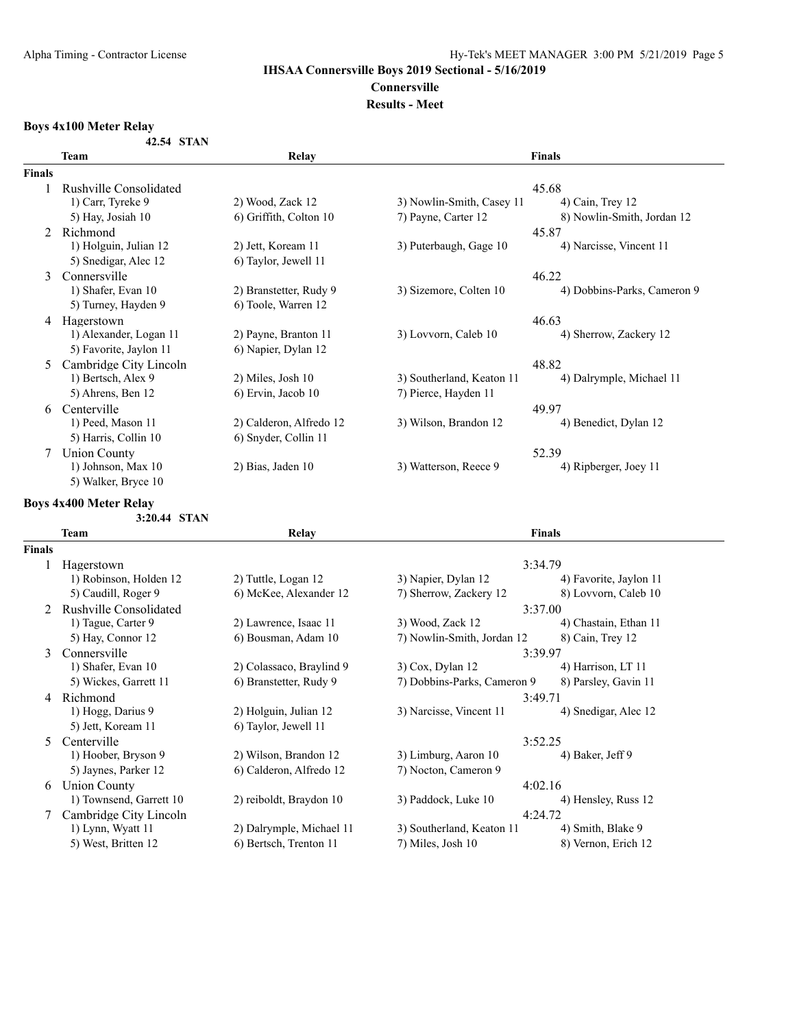# IHSAA Connersville Boys 2019 Sectional - 5/16/2019

## Connersville

### Results - Meet

**Boys 4x100 Meter Relay**

42.54 STAN

| | Team | Relay | | Finals |
|---|---|---|---|---|
| **Finals** | | | | |
| 1 | Rushville Consolidated | | | 45.68 |
| | 1) Carr, Tyreke 9 | 2) Wood, Zack 12 | 3) Nowlin-Smith, Casey 11 | 4) Cain, Trey 12 |
| | 5) Hay, Josiah 10 | 6) Griffith, Colton 10 | 7) Payne, Carter 12 | 8) Nowlin-Smith, Jordan 12 |
| 2 | Richmond | | | 45.87 |
| | 1) Holguin, Julian 12 | 2) Jett, Koream 11 | 3) Puterbaugh, Gage 10 | 4) Narcisse, Vincent 11 |
| | 5) Snedigar, Alec 12 | 6) Taylor, Jewell 11 | | |
| 3 | Connersville | | | 46.22 |
| | 1) Shafer, Evan 10 | 2) Branstetter, Rudy 9 | 3) Sizemore, Colten 10 | 4) Dobbins-Parks, Cameron 9 |
| | 5) Turney, Hayden 9 | 6) Toole, Warren 12 | | |
| 4 | Hagerstown | | | 46.63 |
| | 1) Alexander, Logan 11 | 2) Payne, Branton 11 | 3) Lovvorn, Caleb 10 | 4) Sherrow, Zackery 12 |
| | 5) Favorite, Jaylon 11 | 6) Napier, Dylan 12 | | |
| 5 | Cambridge City Lincoln | | | 48.82 |
| | 1) Bertsch, Alex 9 | 2) Miles, Josh 10 | 3) Southerland, Keaton 11 | 4) Dalrymple, Michael 11 |
| | 5) Ahrens, Ben 12 | 6) Ervin, Jacob 10 | 7) Pierce, Hayden 11 | |
| 6 | Centerville | | | 49.97 |
| | 1) Peed, Mason 11 | 2) Calderon, Alfredo 12 | 3) Wilson, Brandon 12 | 4) Benedict, Dylan 12 |
| | 5) Harris, Collin 10 | 6) Snyder, Collin 11 | | |
| 7 | Union County | | | 52.39 |
| | 1) Johnson, Max 10 | 2) Bias, Jaden 10 | 3) Watterson, Reece 9 | 4) Ripberger, Joey 11 |
| | 5) Walker, Bryce 10 | | | |

**Boys 4x400 Meter Relay**

3:20.44 STAN

| | Team | Relay | | Finals |
|---|---|---|---|---|
| **Finals** | | | | |
| 1 | Hagerstown | | | 3:34.79 |
| | 1) Robinson, Holden 12 | 2) Tuttle, Logan 12 | 3) Napier, Dylan 12 | 4) Favorite, Jaylon 11 |
| | 5) Caudill, Roger 9 | 6) McKee, Alexander 12 | 7) Sherrow, Zackery 12 | 8) Lovvorn, Caleb 10 |
| 2 | Rushville Consolidated | | | 3:37.00 |
| | 1) Tague, Carter 9 | 2) Lawrence, Isaac 11 | 3) Wood, Zack 12 | 4) Chastain, Ethan 11 |
| | 5) Hay, Connor 12 | 6) Bousman, Adam 10 | 7) Nowlin-Smith, Jordan 12 | 8) Cain, Trey 12 |
| 3 | Connersville | | | 3:39.97 |
| | 1) Shafer, Evan 10 | 2) Colassaco, Braylind 9 | 3) Cox, Dylan 12 | 4) Harrison, LT 11 |
| | 5) Wickes, Garrett 11 | 6) Branstetter, Rudy 9 | 7) Dobbins-Parks, Cameron 9 | 8) Parsley, Gavin 11 |
| 4 | Richmond | | | 3:49.71 |
| | 1) Hogg, Darius 9 | 2) Holguin, Julian 12 | 3) Narcisse, Vincent 11 | 4) Snedigar, Alec 12 |
| | 5) Jett, Koream 11 | 6) Taylor, Jewell 11 | | |
| 5 | Centerville | | | 3:52.25 |
| | 1) Hoober, Bryson 9 | 2) Wilson, Brandon 12 | 3) Limburg, Aaron 10 | 4) Baker, Jeff 9 |
| | 5) Jaynes, Parker 12 | 6) Calderon, Alfredo 12 | 7) Nocton, Cameron 9 | |
| 6 | Union County | | | 4:02.16 |
| | 1) Townsend, Garrett 10 | 2) reiboldt, Braydon 10 | 3) Paddock, Luke 10 | 4) Hensley, Russ 12 |
| 7 | Cambridge City Lincoln | | | 4:24.72 |
| | 1) Lynn, Wyatt 11 | 2) Dalrymple, Michael 11 | 3) Southerland, Keaton 11 | 4) Smith, Blake 9 |
| | 5) West, Britten 12 | 6) Bertsch, Trenton 11 | 7) Miles, Josh 10 | 8) Vernon, Erich 12 |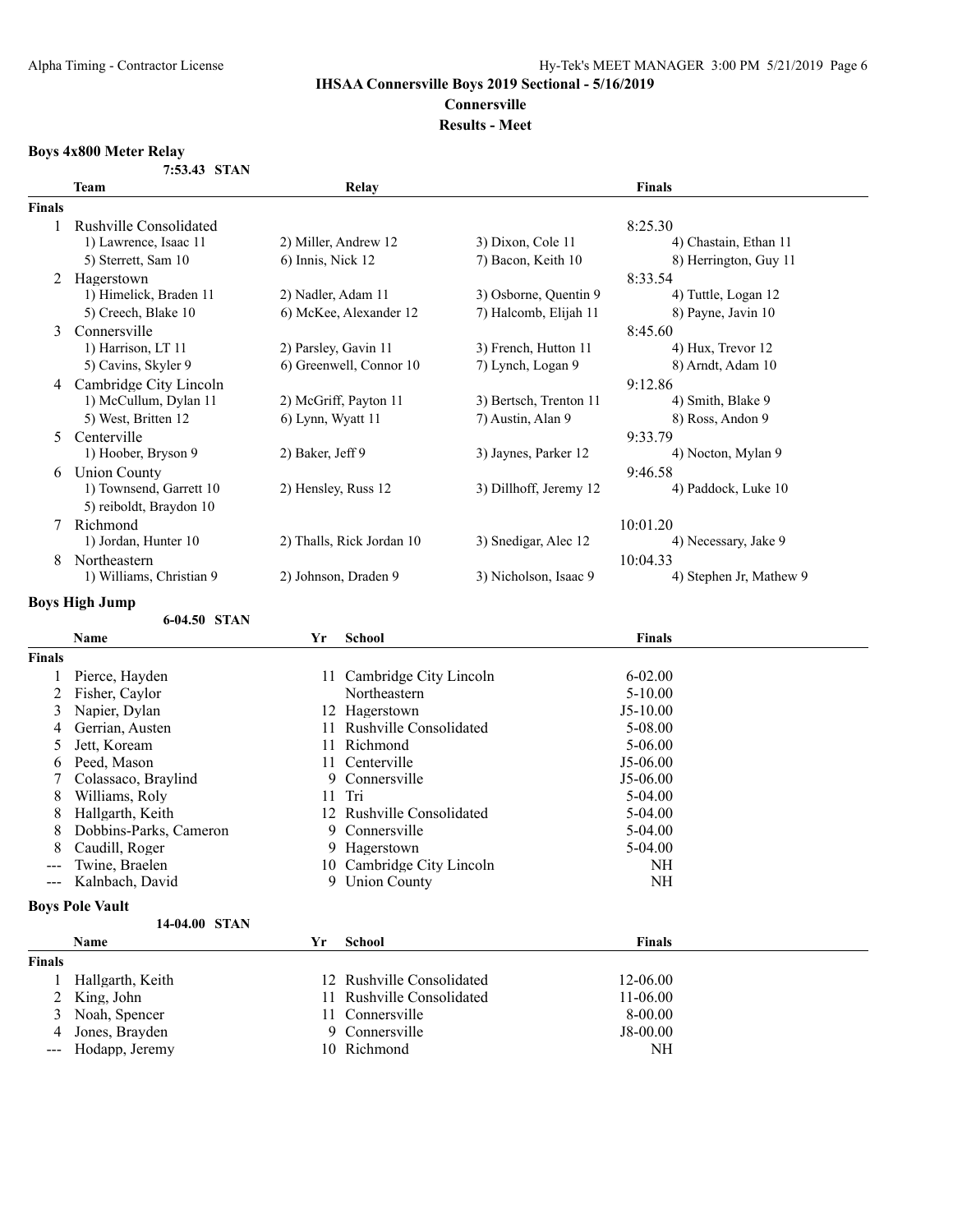IHSAA Connersville Boys 2019 Sectional - 5/16/2019

Connersville

Results - Meet

### Boys 4x800 Meter Relay

7:53.43 STAN

| | Team | Relay | | Finals |
|---|---|---|---|---|
| **Finals** | | | | |
| 1 | Rushville Consolidated | | | 8:25.30 |
| | 1) Lawrence, Isaac 11 | 2) Miller, Andrew 12 | 3) Dixon, Cole 11 | 4) Chastain, Ethan 11 |
| | 5) Sterrett, Sam 10 | 6) Innis, Nick 12 | 7) Bacon, Keith 10 | 8) Herrington, Guy 11 |
| 2 | Hagerstown | | | 8:33.54 |
| | 1) Himelick, Braden 11 | 2) Nadler, Adam 11 | 3) Osborne, Quentin 9 | 4) Tuttle, Logan 12 |
| | 5) Creech, Blake 10 | 6) McKee, Alexander 12 | 7) Halcomb, Elijah 11 | 8) Payne, Javin 10 |
| 3 | Connersville | | | 8:45.60 |
| | 1) Harrison, LT 11 | 2) Parsley, Gavin 11 | 3) French, Hutton 11 | 4) Hux, Trevor 12 |
| | 5) Cavins, Skyler 9 | 6) Greenwell, Connor 10 | 7) Lynch, Logan 9 | 8) Arndt, Adam 10 |
| 4 | Cambridge City Lincoln | | | 9:12.86 |
| | 1) McCullum, Dylan 11 | 2) McGriff, Payton 11 | 3) Bertsch, Trenton 11 | 4) Smith, Blake 9 |
| | 5) West, Britten 12 | 6) Lynn, Wyatt 11 | 7) Austin, Alan 9 | 8) Ross, Andon 9 |
| 5 | Centerville | | | 9:33.79 |
| | 1) Hoober, Bryson 9 | 2) Baker, Jeff 9 | 3) Jaynes, Parker 12 | 4) Nocton, Mylan 9 |
| 6 | Union County | | | 9:46.58 |
| | 1) Townsend, Garrett 10 | 2) Hensley, Russ 12 | 3) Dillhoff, Jeremy 12 | 4) Paddock, Luke 10 |
| | 5) reiboldt, Braydon 10 | | | |
| 7 | Richmond | | | 10:01.20 |
| | 1) Jordan, Hunter 10 | 2) Thalls, Rick Jordan 10 | 3) Snedigar, Alec 12 | 4) Necessary, Jake 9 |
| 8 | Northeastern | | | 10:04.33 |
| | 1) Williams, Christian 9 | 2) Johnson, Draden 9 | 3) Nicholson, Isaac 9 | 4) Stephen Jr, Mathew 9 |

### Boys High Jump

6-04.50 STAN

| | Name | Yr | School | Finals |
|---|---|---|---|---|
| **Finals** | | | | |
| 1 | Pierce, Hayden | 11 | Cambridge City Lincoln | 6-02.00 |
| 2 | Fisher, Caylor | | Northeastern | 5-10.00 |
| 3 | Napier, Dylan | 12 | Hagerstown | J5-10.00 |
| 4 | Gerrian, Austen | 11 | Rushville Consolidated | 5-08.00 |
| 5 | Jett, Koream | 11 | Richmond | 5-06.00 |
| 6 | Peed, Mason | 11 | Centerville | J5-06.00 |
| 7 | Colassaco, Braylind | 9 | Connersville | J5-06.00 |
| 8 | Williams, Roly | 11 | Tri | 5-04.00 |
| 8 | Hallgarth, Keith | 12 | Rushville Consolidated | 5-04.00 |
| 8 | Dobbins-Parks, Cameron | 9 | Connersville | 5-04.00 |
| 8 | Caudill, Roger | 9 | Hagerstown | 5-04.00 |
| --- | Twine, Braelen | 10 | Cambridge City Lincoln | NH |
| --- | Kalnbach, David | 9 | Union County | NH |

### Boys Pole Vault

14-04.00 STAN

| | Name | Yr | School | Finals |
|---|---|---|---|---|
| **Finals** | | | | |
| 1 | Hallgarth, Keith | 12 | Rushville Consolidated | 12-06.00 |
| 2 | King, John | 11 | Rushville Consolidated | 11-06.00 |
| 3 | Noah, Spencer | 11 | Connersville | 8-00.00 |
| 4 | Jones, Brayden | 9 | Connersville | J8-00.00 |
| --- | Hodapp, Jeremy | 10 | Richmond | NH |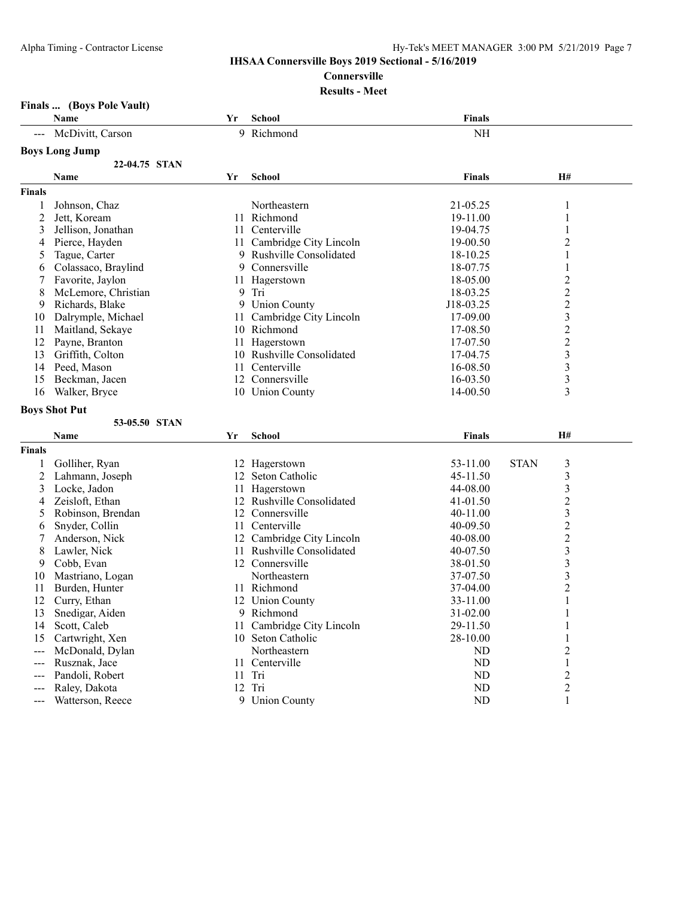# IHSAA Connersville Boys 2019 Sectional - 5/16/2019

## Connersville

### Results - Meet

### Finals ... (Boys Pole Vault)

| | Name | Yr | School | Finals |
|---|---|---|---|---|
| --- | McDivitt, Carson | 9 | Richmond | NH |

### Boys Long Jump

22-04.75 STAN

| | Name | Yr | School | Finals | | H# |
|---|---|---|---|---|---|---|
| **Finals** | | | | | | |
| 1 | Johnson, Chaz | | Northeastern | 21-05.25 | | 1 |
| 2 | Jett, Koream | 11 | Richmond | 19-11.00 | | 1 |
| 3 | Jellison, Jonathan | 11 | Centerville | 19-04.75 | | 1 |
| 4 | Pierce, Hayden | 11 | Cambridge City Lincoln | 19-00.50 | | 2 |
| 5 | Tague, Carter | 9 | Rushville Consolidated | 18-10.25 | | 1 |
| 6 | Colassaco, Braylind | 9 | Connersville | 18-07.75 | | 1 |
| 7 | Favorite, Jaylon | 11 | Hagerstown | 18-05.00 | | 2 |
| 8 | McLemore, Christian | 9 | Tri | 18-03.25 | | 2 |
| 9 | Richards, Blake | 9 | Union County | J18-03.25 | | 2 |
| 10 | Dalrymple, Michael | 11 | Cambridge City Lincoln | 17-09.00 | | 3 |
| 11 | Maitland, Sekaye | 10 | Richmond | 17-08.50 | | 2 |
| 12 | Payne, Branton | 11 | Hagerstown | 17-07.50 | | 2 |
| 13 | Griffith, Colton | 10 | Rushville Consolidated | 17-04.75 | | 3 |
| 14 | Peed, Mason | 11 | Centerville | 16-08.50 | | 3 |
| 15 | Beckman, Jacen | 12 | Connersville | 16-03.50 | | 3 |
| 16 | Walker, Bryce | 10 | Union County | 14-00.50 | | 3 |

### Boys Shot Put

53-05.50 STAN

| | Name | Yr | School | Finals | | H# |
|---|---|---|---|---|---|---|
| **Finals** | | | | | | |
| 1 | Golliher, Ryan | 12 | Hagerstown | 53-11.00 | STAN | 3 |
| 2 | Lahmann, Joseph | 12 | Seton Catholic | 45-11.50 | | 3 |
| 3 | Locke, Jadon | 11 | Hagerstown | 44-08.00 | | 3 |
| 4 | Zeisloft, Ethan | 12 | Rushville Consolidated | 41-01.50 | | 2 |
| 5 | Robinson, Brendan | 12 | Connersville | 40-11.00 | | 3 |
| 6 | Snyder, Collin | 11 | Centerville | 40-09.50 | | 2 |
| 7 | Anderson, Nick | 12 | Cambridge City Lincoln | 40-08.00 | | 2 |
| 8 | Lawler, Nick | 11 | Rushville Consolidated | 40-07.50 | | 3 |
| 9 | Cobb, Evan | 12 | Connersville | 38-01.50 | | 3 |
| 10 | Mastriano, Logan | | Northeastern | 37-07.50 | | 3 |
| 11 | Burden, Hunter | 11 | Richmond | 37-04.00 | | 2 |
| 12 | Curry, Ethan | 12 | Union County | 33-11.00 | | 1 |
| 13 | Snedigar, Aiden | 9 | Richmond | 31-02.00 | | 1 |
| 14 | Scott, Caleb | 11 | Cambridge City Lincoln | 29-11.50 | | 1 |
| 15 | Cartwright, Xen | 10 | Seton Catholic | 28-10.00 | | 1 |
| --- | McDonald, Dylan | | Northeastern | ND | | 2 |
| --- | Rusznak, Jace | 11 | Centerville | ND | | 1 |
| --- | Pandoli, Robert | 11 | Tri | ND | | 2 |
| --- | Raley, Dakota | 12 | Tri | ND | | 2 |
| --- | Watterson, Reece | 9 | Union County | ND | | 1 |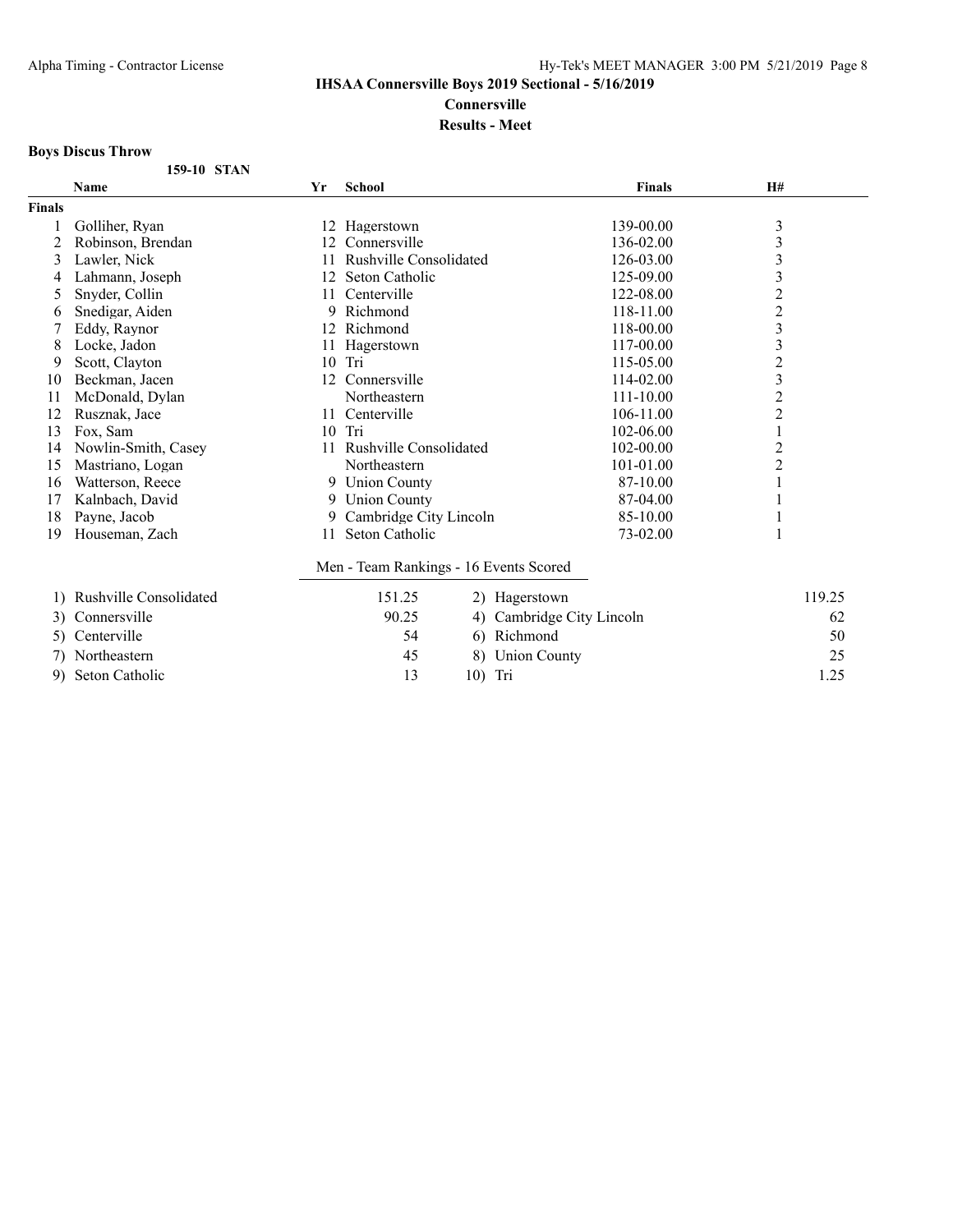**IHSAA Connersville Boys 2019 Sectional - 5/16/2019**

**Connersville**

**Results - Meet**

### Boys Discus Throw

**159-10 STAN**

| | Name | Yr | School | Finals | H# |
|---|---|---|---|---|---|
| **Finals** | | | | | |
| 1 | Golliher, Ryan | 12 | Hagerstown | 139-00.00 | 3 |
| 2 | Robinson, Brendan | 12 | Connersville | 136-02.00 | 3 |
| 3 | Lawler, Nick | 11 | Rushville Consolidated | 126-03.00 | 3 |
| 4 | Lahmann, Joseph | 12 | Seton Catholic | 125-09.00 | 3 |
| 5 | Snyder, Collin | 11 | Centerville | 122-08.00 | 2 |
| 6 | Snedigar, Aiden | 9 | Richmond | 118-11.00 | 2 |
| 7 | Eddy, Raynor | 12 | Richmond | 118-00.00 | 3 |
| 8 | Locke, Jadon | 11 | Hagerstown | 117-00.00 | 3 |
| 9 | Scott, Clayton | 10 | Tri | 115-05.00 | 2 |
| 10 | Beckman, Jacen | 12 | Connersville | 114-02.00 | 3 |
| 11 | McDonald, Dylan | | Northeastern | 111-10.00 | 2 |
| 12 | Rusznak, Jace | 11 | Centerville | 106-11.00 | 2 |
| 13 | Fox, Sam | 10 | Tri | 102-06.00 | 1 |
| 14 | Nowlin-Smith, Casey | 11 | Rushville Consolidated | 102-00.00 | 2 |
| 15 | Mastriano, Logan | | Northeastern | 101-01.00 | 2 |
| 16 | Watterson, Reece | 9 | Union County | 87-10.00 | 1 |
| 17 | Kalnbach, David | 9 | Union County | 87-04.00 | 1 |
| 18 | Payne, Jacob | 9 | Cambridge City Lincoln | 85-10.00 | 1 |
| 19 | Houseman, Zach | 11 | Seton Catholic | 73-02.00 | 1 |

**Men - Team Rankings - 16 Events Scored**

| | | | | | |
|---|---|---|---|---|---|
| 1) | Rushville Consolidated | 151.25 | 2) | Hagerstown | 119.25 |
| 3) | Connersville | 90.25 | 4) | Cambridge City Lincoln | 62 |
| 5) | Centerville | 54 | 6) | Richmond | 50 |
| 7) | Northeastern | 45 | 8) | Union County | 25 |
| 9) | Seton Catholic | 13 | 10) | Tri | 1.25 |